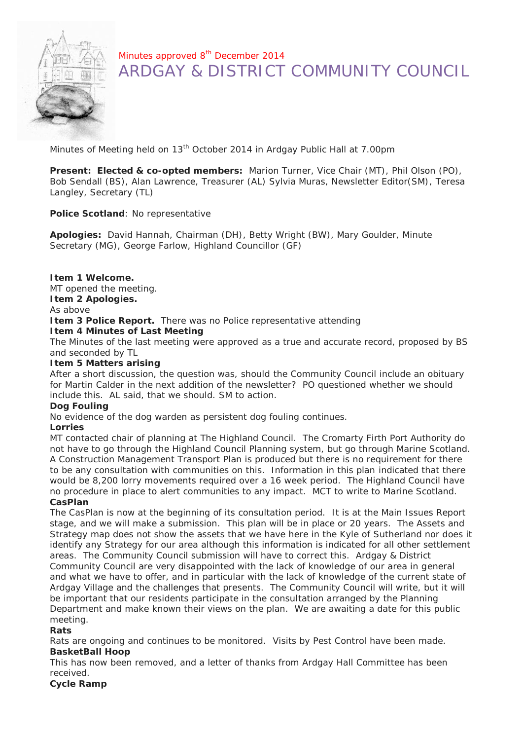Minutes approved 8th December 2014

# ARDGAY & DISTRICT COMMUNITY COUNCIL

Minutes of Meeting held on 13th October 2014 in Ardgay Public Hall at 7.00pm

**Present: Elected & co-opted members:** Marion Turner, Vice Chair (MT), Phil Olson (PO), Bob Sendall (BS), Alan Lawrence, Treasurer (AL) Sylvia Muras, Newsletter Editor(SM), Teresa Langley, Secretary (TL)

**Police Scotland**: No representative

**Apologies:** David Hannah, Chairman (DH), Betty Wright (BW), Mary Goulder, Minute Secretary (MG), George Farlow, Highland Councillor (GF)

**Item 1 Welcome.**
MT opened the meeting.

**Item 2 Apologies.**
As above

**Item 3 Police Report.** There was no Police representative attending

**Item 4 Minutes of Last Meeting**
The Minutes of the last meeting were approved as a true and accurate record, proposed by BS and seconded by TL

**Item 5 Matters arising**
After a short discussion, the question was, should the Community Council include an obituary for Martin Calder in the next addition of the newsletter? PO questioned whether we should include this. AL said, that we should. SM to action.

**Dog Fouling**
No evidence of the dog warden as persistent dog fouling continues.

**Lorries**
MT contacted chair of planning at The Highland Council. The Cromarty Firth Port Authority do not have to go through the Highland Council Planning system, but go through Marine Scotland. A Construction Management Transport Plan is produced but there is no requirement for there to be any consultation with communities on this. Information in this plan indicated that there would be 8,200 lorry movements required over a 16 week period. The Highland Council have no procedure in place to alert communities to any impact. MCT to write to Marine Scotland.

**CasPlan**
The CasPlan is now at the beginning of its consultation period. It is at the Main Issues Report stage, and we will make a submission. This plan will be in place or 20 years. The Assets and Strategy map does not show the assets that we have here in the Kyle of Sutherland nor does it identify any Strategy for our area although this information is indicated for all other settlement areas. The Community Council submission will have to correct this. Ardgay & District Community Council are very disappointed with the lack of knowledge of our area in general and what we have to offer, and in particular with the lack of knowledge of the current state of Ardgay Village and the challenges that presents. The Community Council will write, but it will be important that our residents participate in the consultation arranged by the Planning Department and make known their views on the plan. We are awaiting a date for this public meeting.

**Rats**
Rats are ongoing and continues to be monitored. Visits by Pest Control have been made.

**BasketBall Hoop**
This has now been removed, and a letter of thanks from Ardgay Hall Committee has been received.

**Cycle Ramp**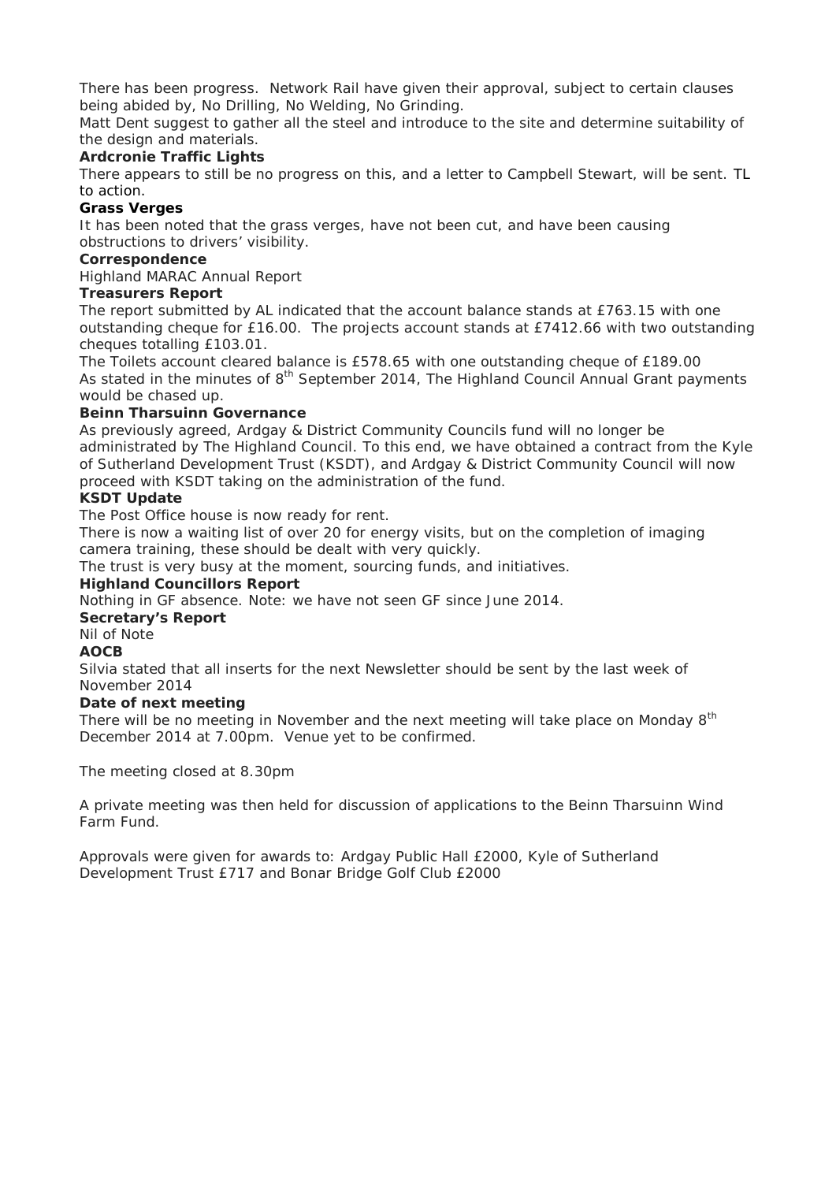There has been progress. Network Rail have given their approval, subject to certain clauses being abided by, No Drilling, No Welding, No Grinding.

Matt Dent suggest to gather all the steel and introduce to the site and determine suitability of the design and materials.

**Ardcronie Traffic Lights**

There appears to still be no progress on this, and a letter to Campbell Stewart, will be sent. TL to action.

**Grass Verges**

It has been noted that the grass verges, have not been cut, and have been causing obstructions to drivers' visibility.

**Correspondence**

Highland MARAC Annual Report

**Treasurers Report**

The report submitted by AL indicated that the account balance stands at £763.15 with one outstanding cheque for £16.00. The projects account stands at £7412.66 with two outstanding cheques totalling £103.01.

The Toilets account cleared balance is £578.65 with one outstanding cheque of £189.00

As stated in the minutes of 8th September 2014, The Highland Council Annual Grant payments would be chased up.

**Beinn Tharsuinn Governance**

As previously agreed, Ardgay & District Community Councils fund will no longer be administrated by The Highland Council. To this end, we have obtained a contract from the Kyle of Sutherland Development Trust (KSDT), and Ardgay & District Community Council will now proceed with KSDT taking on the administration of the fund.

**KSDT Update**

The Post Office house is now ready for rent.

There is now a waiting list of over 20 for energy visits, but on the completion of imaging camera training, these should be dealt with very quickly.

The trust is very busy at the moment, sourcing funds, and initiatives.

**Highland Councillors Report**

Nothing in GF absence. Note: we have not seen GF since June 2014.

**Secretary's Report**

Nil of Note

**AOCB**

Silvia stated that all inserts for the next Newsletter should be sent by the last week of November 2014

**Date of next meeting**

There will be no meeting in November and the next meeting will take place on Monday 8th December 2014 at 7.00pm. Venue yet to be confirmed.

The meeting closed at 8.30pm

A private meeting was then held for discussion of applications to the Beinn Tharsuinn Wind Farm Fund.

Approvals were given for awards to: Ardgay Public Hall £2000, Kyle of Sutherland Development Trust £717 and Bonar Bridge Golf Club £2000